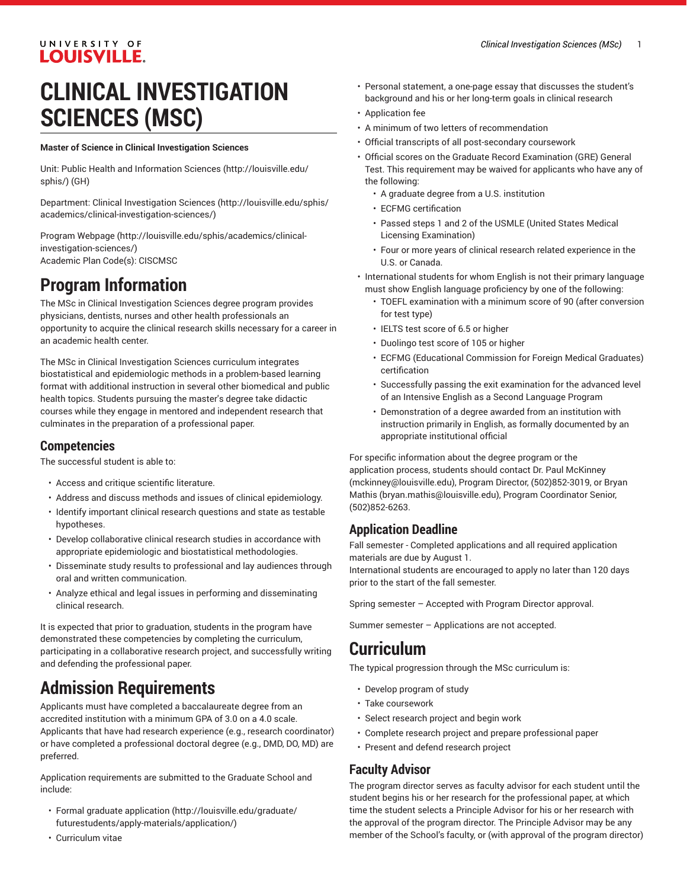# CLINICAL INVESTIGATION SCIENCES (MSC)

**Master of Science in Clinical Investigation Sciences**

Unit: Public Health and Information Sciences (http://louisville.edu/sphis/) (GH)

Department: Clinical Investigation Sciences (http://louisville.edu/sphis/academics/clinical-investigation-sciences/)

Program Webpage (http://louisville.edu/sphis/academics/clinical-investigation-sciences/)
Academic Plan Code(s): CISCMSC

# Program Information

The MSc in Clinical Investigation Sciences degree program provides physicians, dentists, nurses and other health professionals an opportunity to acquire the clinical research skills necessary for a career in an academic health center.

The MSc in Clinical Investigation Sciences curriculum integrates biostatistical and epidemiologic methods in a problem-based learning format with additional instruction in several other biomedical and public health topics. Students pursuing the master's degree take didactic courses while they engage in mentored and independent research that culminates in the preparation of a professional paper.

## Competencies

The successful student is able to:

- Access and critique scientific literature.
- Address and discuss methods and issues of clinical epidemiology.
- Identify important clinical research questions and state as testable hypotheses.
- Develop collaborative clinical research studies in accordance with appropriate epidemiologic and biostatistical methodologies.
- Disseminate study results to professional and lay audiences through oral and written communication.
- Analyze ethical and legal issues in performing and disseminating clinical research.

It is expected that prior to graduation, students in the program have demonstrated these competencies by completing the curriculum, participating in a collaborative research project, and successfully writing and defending the professional paper.

# Admission Requirements

Applicants must have completed a baccalaureate degree from an accredited institution with a minimum GPA of 3.0 on a 4.0 scale. Applicants that have had research experience (e.g., research coordinator) or have completed a professional doctoral degree (e.g., DMD, DO, MD) are preferred.

Application requirements are submitted to the Graduate School and include:

- Formal graduate application (http://louisville.edu/graduate/futurestudents/apply-materials/application/)
- Curriculum vitae
- Personal statement, a one-page essay that discusses the student's background and his or her long-term goals in clinical research
- Application fee
- A minimum of two letters of recommendation
- Official transcripts of all post-secondary coursework
- Official scores on the Graduate Record Examination (GRE) General Test. This requirement may be waived for applicants who have any of the following:
  - A graduate degree from a U.S. institution
  - ECFMG certification
  - Passed steps 1 and 2 of the USMLE (United States Medical Licensing Examination)
  - Four or more years of clinical research related experience in the U.S. or Canada.
- International students for whom English is not their primary language must show English language proficiency by one of the following:
  - TOEFL examination with a minimum score of 90 (after conversion for test type)
  - IELTS test score of 6.5 or higher
  - Duolingo test score of 105 or higher
  - ECFMG (Educational Commission for Foreign Medical Graduates) certification
  - Successfully passing the exit examination for the advanced level of an Intensive English as a Second Language Program
  - Demonstration of a degree awarded from an institution with instruction primarily in English, as formally documented by an appropriate institutional official

For specific information about the degree program or the application process, students should contact Dr. Paul McKinney (mckinney@louisville.edu), Program Director, (502)852-3019, or Bryan Mathis (bryan.mathis@louisville.edu), Program Coordinator Senior, (502)852-6263.

## Application Deadline

Fall semester - Completed applications and all required application materials are due by August 1.
International students are encouraged to apply no later than 120 days prior to the start of the fall semester.

Spring semester – Accepted with Program Director approval.

Summer semester – Applications are not accepted.

# Curriculum

The typical progression through the MSc curriculum is:

- Develop program of study
- Take coursework
- Select research project and begin work
- Complete research project and prepare professional paper
- Present and defend research project

## Faculty Advisor

The program director serves as faculty advisor for each student until the student begins his or her research for the professional paper, at which time the student selects a Principle Advisor for his or her research with the approval of the program director. The Principle Advisor may be any member of the School's faculty, or (with approval of the program director)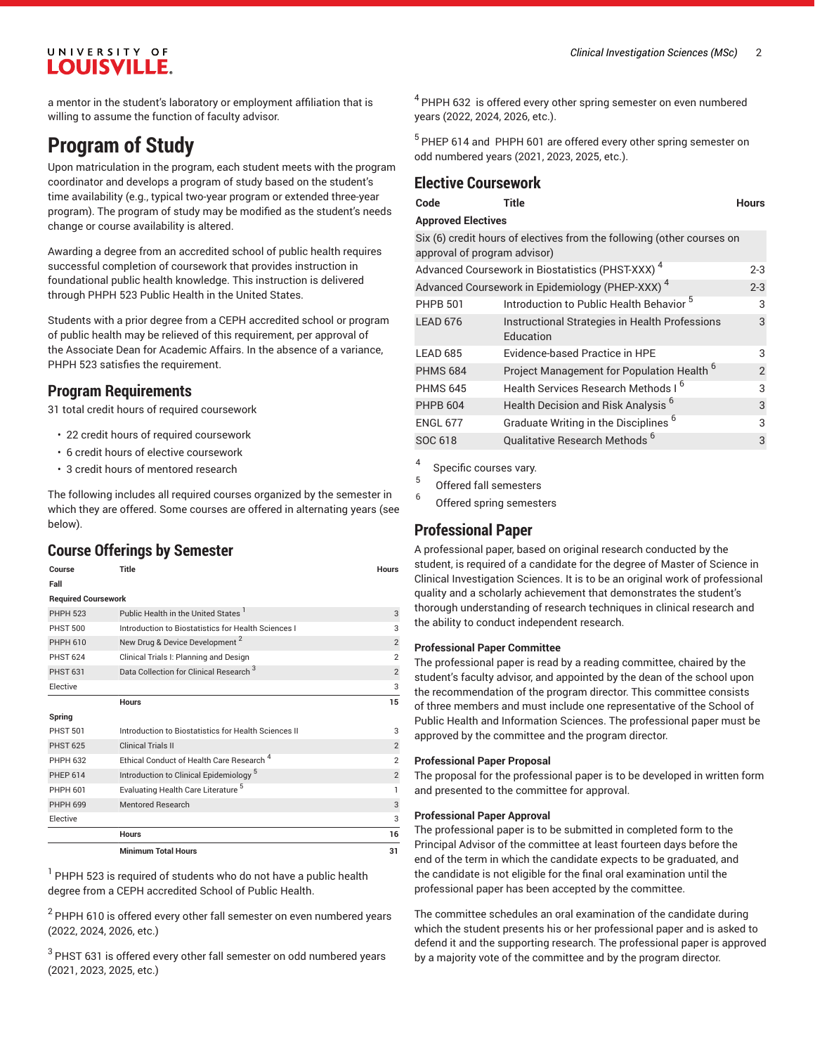a mentor in the student's laboratory or employment affiliation that is willing to assume the function of faculty advisor.

# Program of Study

Upon matriculation in the program, each student meets with the program coordinator and develops a program of study based on the student's time availability (e.g., typical two-year program or extended three-year program). The program of study may be modified as the student's needs change or course availability is altered.

Awarding a degree from an accredited school of public health requires successful completion of coursework that provides instruction in foundational public health knowledge. This instruction is delivered through PHPH 523 Public Health in the United States.

Students with a prior degree from a CEPH accredited school or program of public health may be relieved of this requirement, per approval of the Associate Dean for Academic Affairs. In the absence of a variance, PHPH 523 satisfies the requirement.

## Program Requirements

31 total credit hours of required coursework

- 22 credit hours of required coursework
- 6 credit hours of elective coursework
- 3 credit hours of mentored research

The following includes all required courses organized by the semester in which they are offered. Some courses are offered in alternating years (see below).

## Course Offerings by Semester

| Course | Title | Hours |
|---|---|---|
| **Fall** | | |
| **Required Coursework** | | |
| PHPH 523 | Public Health in the United States [1] | 3 |
| PHST 500 | Introduction to Biostatistics for Health Sciences I | 3 |
| PHPH 610 | New Drug & Device Development [2] | 2 |
| PHST 624 | Clinical Trials I: Planning and Design | 2 |
| PHST 631 | Data Collection for Clinical Research [3] | 2 |
| Elective | | 3 |
| | **Hours** | **15** |
| **Spring** | | |
| PHST 501 | Introduction to Biostatistics for Health Sciences II | 3 |
| PHST 625 | Clinical Trials II | 2 |
| PHPH 632 | Ethical Conduct of Health Care Research [4] | 2 |
| PHEP 614 | Introduction to Clinical Epidemiology [5] | 2 |
| PHPH 601 | Evaluating Health Care Literature [5] | 1 |
| PHPH 699 | Mentored Research | 3 |
| Elective | | 3 |
| | **Hours** | **16** |
| | **Minimum Total Hours** | **31** |

[1] PHPH 523 is required of students who do not have a public health degree from a CEPH accredited School of Public Health.

[2] PHPH 610 is offered every other fall semester on even numbered years (2022, 2024, 2026, etc.)

[3] PHST 631 is offered every other fall semester on odd numbered years (2021, 2023, 2025, etc.)

[4] PHPH 632 is offered every other spring semester on even numbered years (2022, 2024, 2026, etc.).

[5] PHEP 614 and PHPH 601 are offered every other spring semester on odd numbered years (2021, 2023, 2025, etc.).

## Elective Coursework

| Code | Title | Hours |
|---|---|---|
| **Approved Electives** | | |
| Six (6) credit hours of electives from the following (other courses on approval of program advisor) | | |
| Advanced Coursework in Biostatistics (PHST-XXX) [4] | | 2-3 |
| Advanced Coursework in Epidemiology (PHEP-XXX) [4] | | 2-3 |
| PHPB 501 | Introduction to Public Health Behavior [5] | 3 |
| LEAD 676 | Instructional Strategies in Health Professions Education | 3 |
| LEAD 685 | Evidence-based Practice in HPE | 3 |
| PHMS 684 | Project Management for Population Health [6] | 2 |
| PHMS 645 | Health Services Research Methods I [6] | 3 |
| PHPB 604 | Health Decision and Risk Analysis [6] | 3 |
| ENGL 677 | Graduate Writing in the Disciplines [6] | 3 |
| SOC 618 | Qualitative Research Methods [6] | 3 |

[4] Specific courses vary.

[5] Offered fall semesters

[6] Offered spring semesters

## Professional Paper

A professional paper, based on original research conducted by the student, is required of a candidate for the degree of Master of Science in Clinical Investigation Sciences. It is to be an original work of professional quality and a scholarly achievement that demonstrates the student's thorough understanding of research techniques in clinical research and the ability to conduct independent research.

### Professional Paper Committee

The professional paper is read by a reading committee, chaired by the student's faculty advisor, and appointed by the dean of the school upon the recommendation of the program director. This committee consists of three members and must include one representative of the School of Public Health and Information Sciences. The professional paper must be approved by the committee and the program director.

### Professional Paper Proposal

The proposal for the professional paper is to be developed in written form and presented to the committee for approval.

### Professional Paper Approval

The professional paper is to be submitted in completed form to the Principal Advisor of the committee at least fourteen days before the end of the term in which the candidate expects to be graduated, and the candidate is not eligible for the final oral examination until the professional paper has been accepted by the committee.

The committee schedules an oral examination of the candidate during which the student presents his or her professional paper and is asked to defend it and the supporting research. The professional paper is approved by a majority vote of the committee and by the program director.